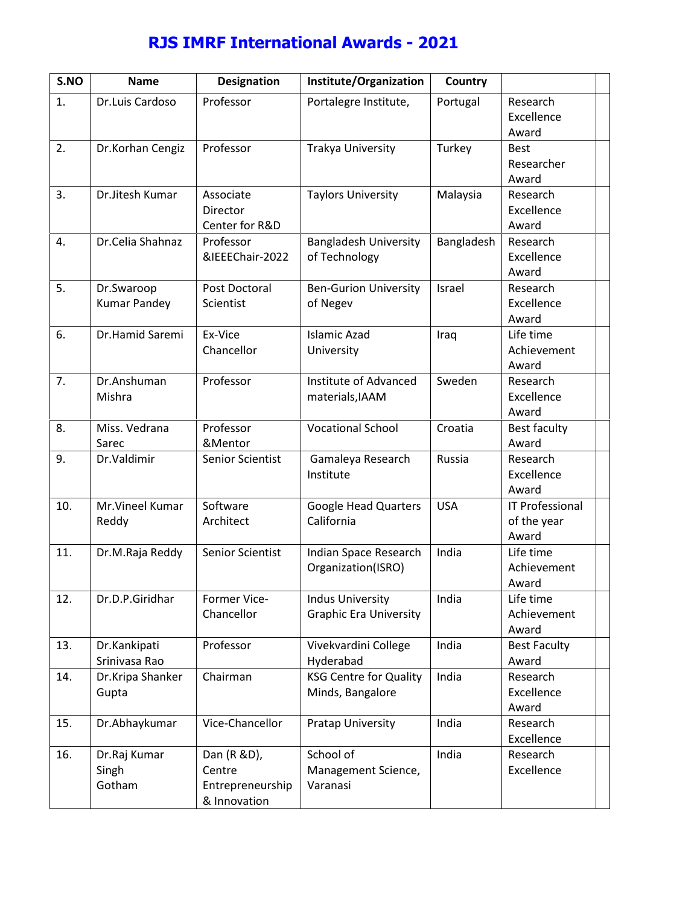# RJS IMRF International Awards - 2021

| S.NO | Name | Designation | Institute/Organization | Country | | |
|---|---|---|---|---|---|---|
| 1. | Dr.Luis Cardoso | Professor | Portalegre Institute, | Portugal | Research Excellence Award | |
| 2. | Dr.Korhan Cengiz | Professor | Trakya University | Turkey | Best Researcher Award | |
| 3. | Dr.Jitesh Kumar | Associate Director Center for R&D | Taylors University | Malaysia | Research Excellence Award | |
| 4. | Dr.Celia Shahnaz | Professor &IEEEChair-2022 | Bangladesh University of Technology | Bangladesh | Research Excellence Award | |
| 5. | Dr.Swaroop Kumar Pandey | Post Doctoral Scientist | Ben-Gurion University of Negev | Israel | Research Excellence Award | |
| 6. | Dr.Hamid Saremi | Ex-Vice Chancellor | Islamic Azad University | Iraq | Life time Achievement Award | |
| 7. | Dr.Anshuman Mishra | Professor | Institute of Advanced materials,IAAM | Sweden | Research Excellence Award | |
| 8. | Miss. Vedrana Sarec | Professor &Mentor | Vocational School | Croatia | Best faculty Award | |
| 9. | Dr.Valdimir | Senior Scientist | Gamaleya Research Institute | Russia | Research Excellence Award | |
| 10. | Mr.Vineel Kumar Reddy | Software Architect | Google Head Quarters California | USA | IT Professional of the year Award | |
| 11. | Dr.M.Raja Reddy | Senior Scientist | Indian Space Research Organization(ISRO) | India | Life time Achievement Award | |
| 12. | Dr.D.P.Giridhar | Former Vice-Chancellor | Indus University Graphic Era University | India | Life time Achievement Award | |
| 13. | Dr.Kankipati Srinivasa Rao | Professor | Vivekvardini College Hyderabad | India | Best Faculty Award | |
| 14. | Dr.Kripa Shanker Gupta | Chairman | KSG Centre for Quality Minds, Bangalore | India | Research Excellence Award | |
| 15. | Dr.Abhaykumar | Vice-Chancellor | Pratap University | India | Research Excellence | |
| 16. | Dr.Raj Kumar Singh Gotham | Dan (R &D), Centre Entrepreneurship & Innovation | School of Management Science, Varanasi | India | Research Excellence | |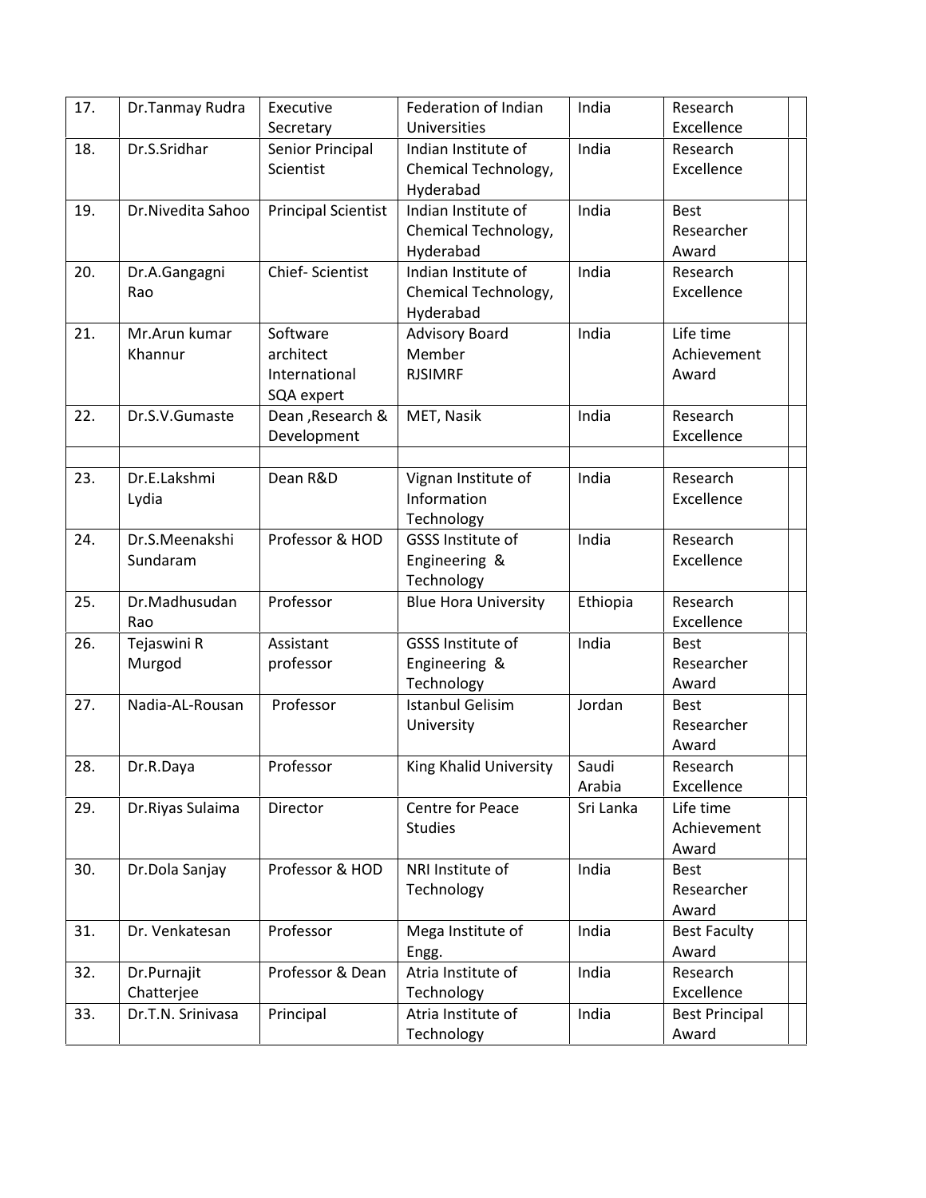| | | | | | | |
|---|---|---|---|---|---|---|
| 17. | Dr.Tanmay Rudra | Executive Secretary | Federation of Indian Universities | India | Research Excellence | |
| 18. | Dr.S.Sridhar | Senior Principal Scientist | Indian Institute of Chemical Technology, Hyderabad | India | Research Excellence | |
| 19. | Dr.Nivedita Sahoo | Principal Scientist | Indian Institute of Chemical Technology, Hyderabad | India | Best Researcher Award | |
| 20. | Dr.A.Gangagni Rao | Chief- Scientist | Indian Institute of Chemical Technology, Hyderabad | India | Research Excellence | |
| 21. | Mr.Arun kumar Khannur | Software architect International SQA expert | Advisory Board Member RJSIMRF | India | Life time Achievement Award | |
| 22. | Dr.S.V.Gumaste | Dean ,Research & Development | MET, Nasik | India | Research Excellence | |
| | | | | | | |
| 23. | Dr.E.Lakshmi Lydia | Dean R&D | Vignan Institute of Information Technology | India | Research Excellence | |
| 24. | Dr.S.Meenakshi Sundaram | Professor & HOD | GSSS Institute of Engineering & Technology | India | Research Excellence | |
| 25. | Dr.Madhusudan Rao | Professor | Blue Hora University | Ethiopia | Research Excellence | |
| 26. | Tejaswini R Murgod | Assistant professor | GSSS Institute of Engineering & Technology | India | Best Researcher Award | |
| 27. | Nadia-AL-Rousan | Professor | Istanbul Gelisim University | Jordan | Best Researcher Award | |
| 28. | Dr.R.Daya | Professor | King Khalid University | Saudi Arabia | Research Excellence | |
| 29. | Dr.Riyas Sulaima | Director | Centre for Peace Studies | Sri Lanka | Life time Achievement Award | |
| 30. | Dr.Dola Sanjay | Professor & HOD | NRI Institute of Technology | India | Best Researcher Award | |
| 31. | Dr. Venkatesan | Professor | Mega Institute of Engg. | India | Best Faculty Award | |
| 32. | Dr.Purnajit Chatterjee | Professor & Dean | Atria Institute of Technology | India | Research Excellence | |
| 33. | Dr.T.N. Srinivasa | Principal | Atria Institute of Technology | India | Best Principal Award | |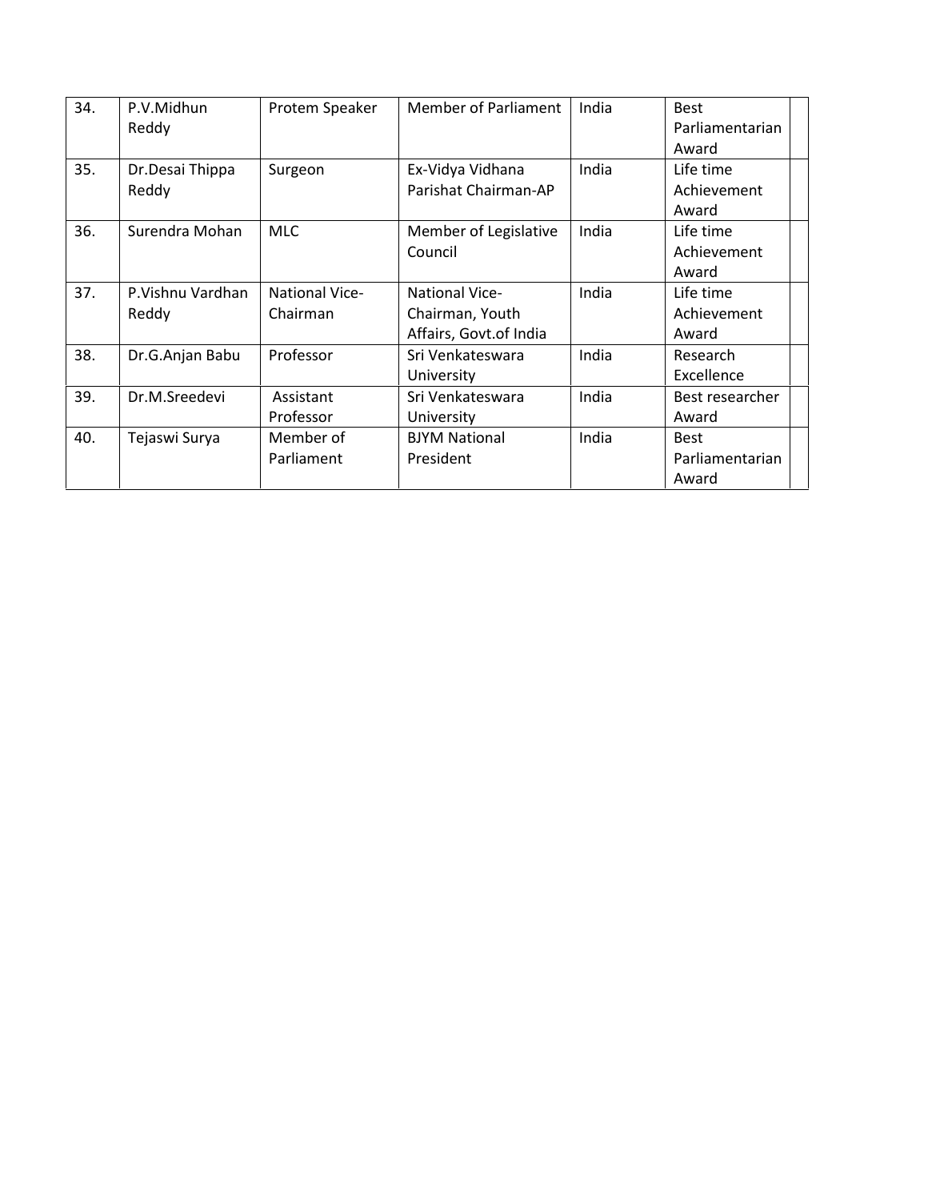| | | | | | | |
|---|---|---|---|---|---|---|
| 34. | P.V.Midhun Reddy | Protem Speaker | Member of Parliament | India | Best Parliamentarian Award | |
| 35. | Dr.Desai Thippa Reddy | Surgeon | Ex-Vidya Vidhana Parishat Chairman-AP | India | Life time Achievement Award | |
| 36. | Surendra Mohan | MLC | Member of Legislative Council | India | Life time Achievement Award | |
| 37. | P.Vishnu Vardhan Reddy | National Vice-Chairman | National Vice-Chairman, Youth Affairs, Govt.of India | India | Life time Achievement Award | |
| 38. | Dr.G.Anjan Babu | Professor | Sri Venkateswara University | India | Research Excellence | |
| 39. | Dr.M.Sreedevi | Assistant Professor | Sri Venkateswara University | India | Best researcher Award | |
| 40. | Tejaswi Surya | Member of Parliament | BJYM National President | India | Best Parliamentarian Award | |